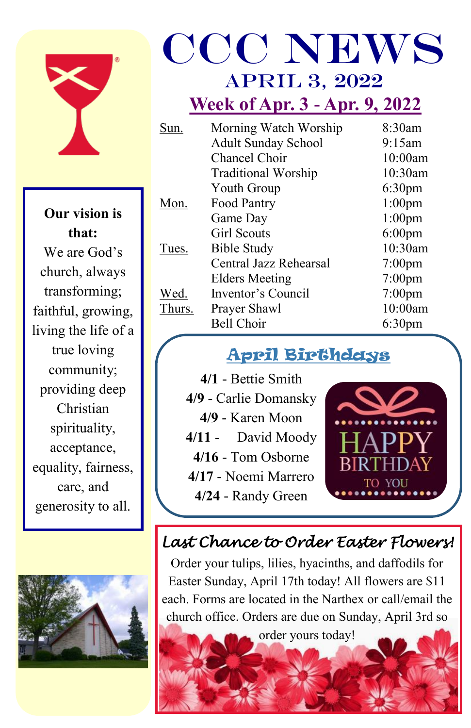# CCC NEWS

## APRIL 3, 2022

### Week of Apr. 3 - Apr. 9, 2022

| | | |
|---|---|---|
| Sun. | Morning Watch Worship | 8:30am |
| | Adult Sunday School | 9:15am |
| | Chancel Choir | 10:00am |
| | Traditional Worship | 10:30am |
| | Youth Group | 6:30pm |
| Mon. | Food Pantry | 1:00pm |
| | Game Day | 1:00pm |
| | Girl Scouts | 6:00pm |
| Tues. | Bible Study | 10:30am |
| | Central Jazz Rehearsal | 7:00pm |
| | Elders Meeting | 7:00pm |
| Wed. | Inventor's Council | 7:00pm |
| Thurs. | Prayer Shawl | 10:00am |
| | Bell Choir | 6:30pm |

**Our vision is that:**
We are God's church, always transforming; faithful, growing, living the life of a true loving community; providing deep Christian spirituality, acceptance, equality, fairness, care, and generosity to all.

## April Birthdays

**4/1** - Bettie Smith
**4/9** - Carlie Domansky
**4/9** - Karen Moon
**4/11** - David Moody
**4/16** - Tom Osborne
**4/17** - Noemi Marrero
**4/24** - Randy Green

## *Last Chance to Order Easter Flowers!*

Order your tulips, lilies, hyacinths, and daffodils for Easter Sunday, April 17th today! All flowers are $11 each. Forms are located in the Narthex or call/email the church office. Orders are due on Sunday, April 3rd so order yours today!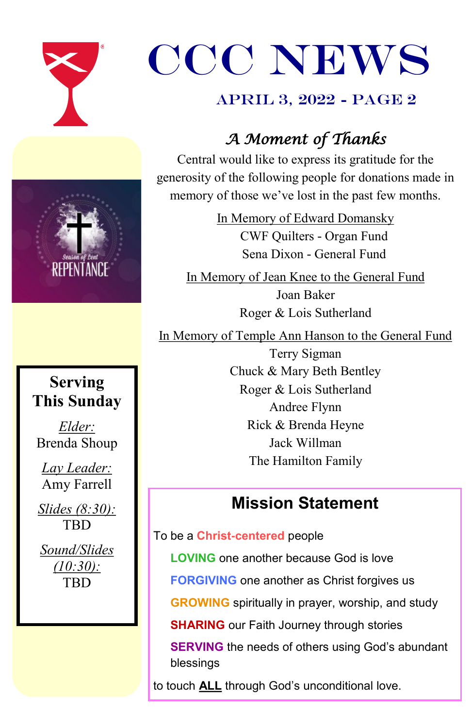# CCC NEWS

## April 3, 2022 - Page 2

### *A Moment of Thanks*

Central would like to express its gratitude for the generosity of the following people for donations made in memory of those we've lost in the past few months.

In Memory of Edward Domansky

CWF Quilters - Organ Fund

Sena Dixon - General Fund

In Memory of Jean Knee to the General Fund

Joan Baker

Roger & Lois Sutherland

In Memory of Temple Ann Hanson to the General Fund

Terry Sigman

Chuck & Mary Beth Bentley

Roger & Lois Sutherland

Andree Flynn

Rick & Brenda Heyne

Jack Willman

The Hamilton Family

### Mission Statement

To be a **Christ-centered** people

- **LOVING** one another because God is love
- **FORGIVING** one another as Christ forgives us
- **GROWING** spiritually in prayer, worship, and study
- **SHARING** our Faith Journey through stories
- **SERVING** the needs of others using God's abundant blessings

to touch **ALL** through God's unconditional love.

Season of Lent

REPENTANCE

### Serving This Sunday

*Elder:*
Brenda Shoup

*Lay Leader:*
Amy Farrell

*Slides (8:30):*
TBD

*Sound/Slides (10:30):*
TBD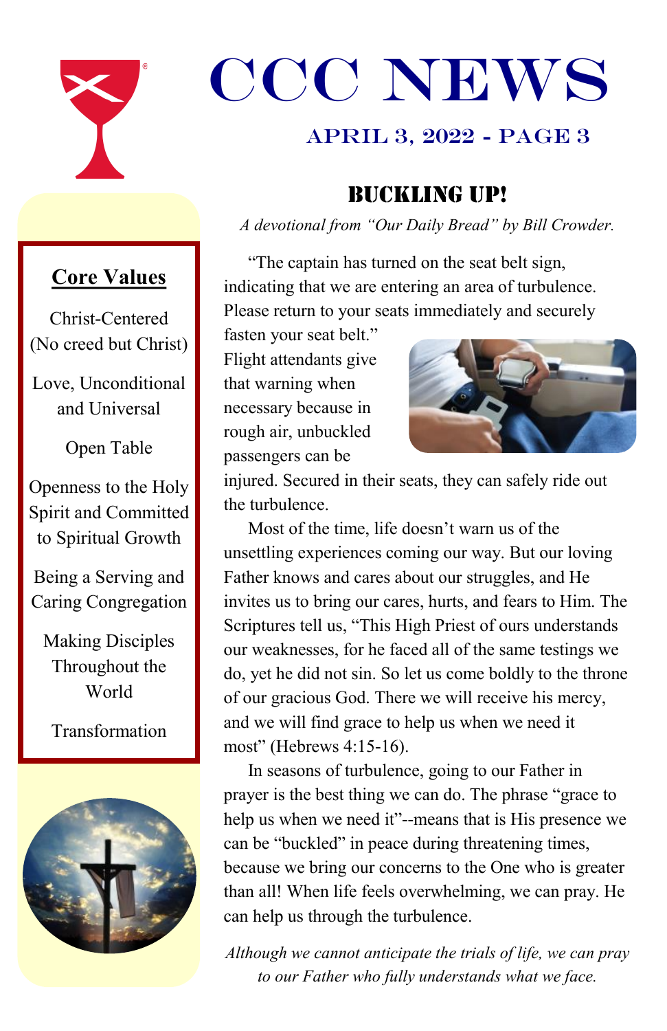# CCC NEWS

## APRIL 3, 2022 - PAGE 3

### Core Values

Christ-Centered (No creed but Christ)

Love, Unconditional and Universal

Open Table

Openness to the Holy Spirit and Committed to Spiritual Growth

Being a Serving and Caring Congregation

Making Disciples Throughout the World

Transformation

## BUCKLING UP!

*A devotional from "Our Daily Bread" by Bill Crowder.*

"The captain has turned on the seat belt sign, indicating that we are entering an area of turbulence. Please return to your seats immediately and securely fasten your seat belt." Flight attendants give that warning when necessary because in rough air, unbuckled passengers can be injured. Secured in their seats, they can safely ride out the turbulence.

Most of the time, life doesn't warn us of the unsettling experiences coming our way. But our loving Father knows and cares about our struggles, and He invites us to bring our cares, hurts, and fears to Him. The Scriptures tell us, "This High Priest of ours understands our weaknesses, for he faced all of the same testings we do, yet he did not sin. So let us come boldly to the throne of our gracious God. There we will receive his mercy, and we will find grace to help us when we need it most" (Hebrews 4:15-16).

In seasons of turbulence, going to our Father in prayer is the best thing we can do. The phrase "grace to help us when we need it"--means that is His presence we can be "buckled" in peace during threatening times, because we bring our concerns to the One who is greater than all! When life feels overwhelming, we can pray. He can help us through the turbulence.

*Although we cannot anticipate the trials of life, we can pray to our Father who fully understands what we face.*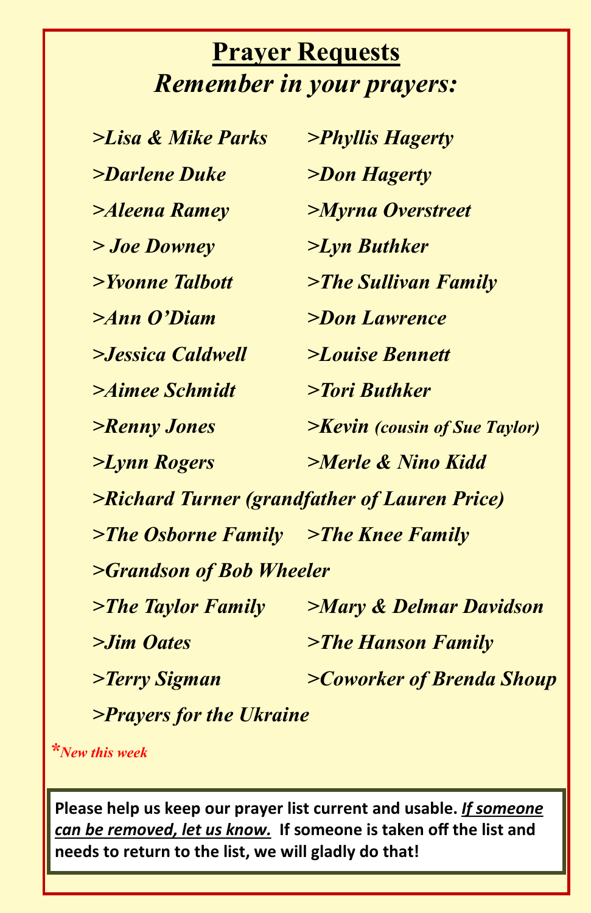# Prayer Requests

## *Remember in your prayers:*

*>Lisa & Mike Parks*

*>Darlene Duke*

*>Aleena Ramey*

*> Joe Downey*

*>Yvonne Talbott*

*>Ann O'Diam*

*>Jessica Caldwell*

*>Aimee Schmidt*

*>Renny Jones*

*>Lynn Rogers*

*>Phyllis Hagerty*

*>Don Hagerty*

*>Myrna Overstreet*

*>Lyn Buthker*

*>The Sullivan Family*

*>Don Lawrence*

*>Louise Bennett*

*>Tori Buthker*

*>Kevin (cousin of Sue Taylor)*

*>Merle & Nino Kidd*

*>Richard Turner (grandfather of Lauren Price)*

*>The Osborne Family*

*>The Knee Family*

*>Grandson of Bob Wheeler*

*>The Taylor Family*

*>Mary & Delmar Davidson*

*>Jim Oates*

*>The Hanson Family*

*>Terry Sigman*

*>Coworker of Brenda Shoup*

*>Prayers for the Ukraine*

*\*New this week*

**Please help us keep our prayer list current and usable. *If someone can be removed, let us know.* If someone is taken off the list and needs to return to the list, we will gladly do that!**